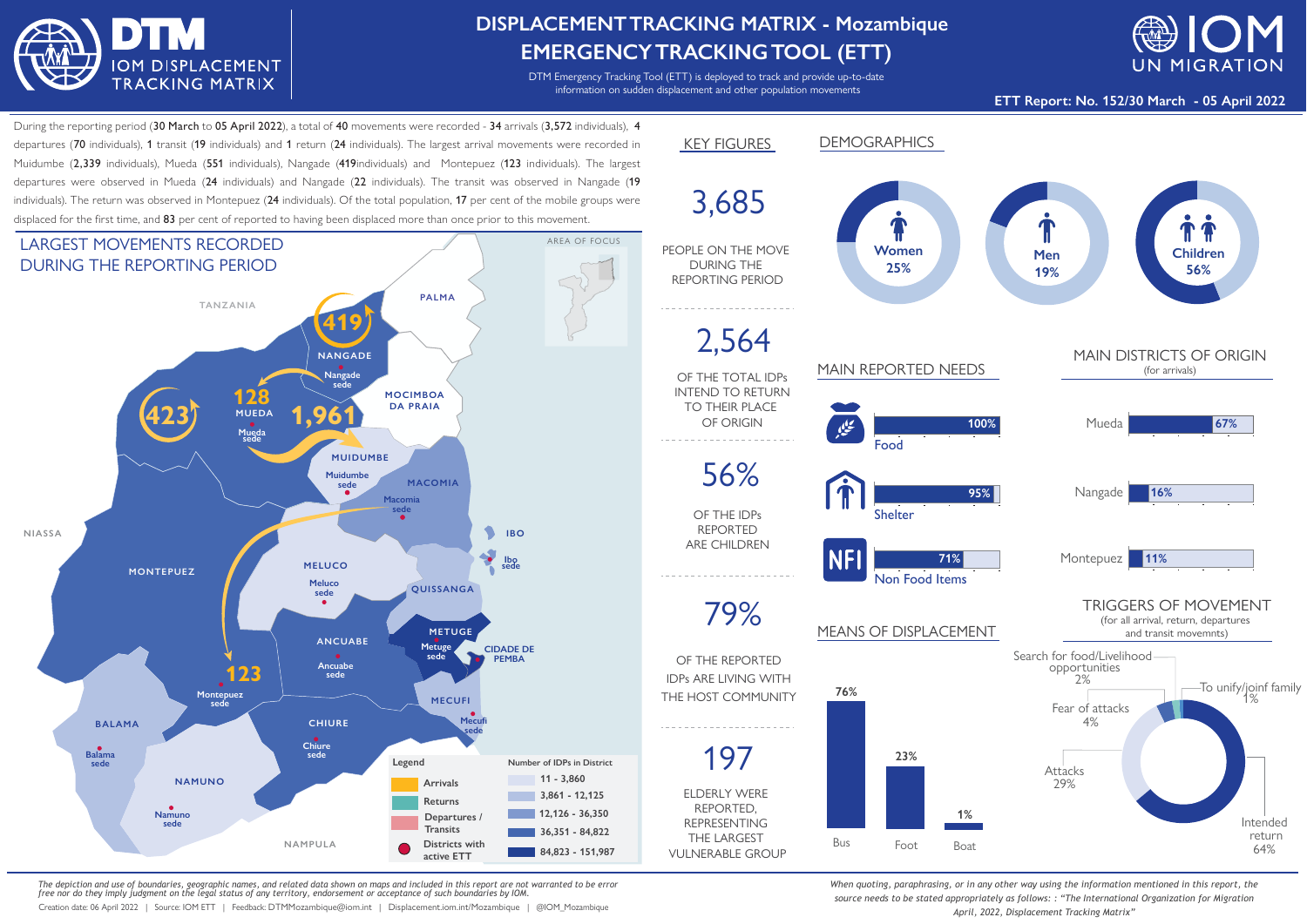# DISPLACEMENT TRACKING MATRIX - Mozambique
# EMERGENCY TRACKING TOOL (ETT)

DTM Emergency Tracking Tool (ETT) is deployed to track and provide up-to-date information on sudden displacement and other population movements

**ETT Report: No. 152/30 March - 05 April 2022**

During the reporting period (**30 March** to **05 April 2022**), a total of **40** movements were recorded - **34** arrivals (**3,572** individuals), **4** departures (**70** individuals), **1** transit (**19** individuals) and **1** return (**24** individuals). The largest arrival movements were recorded in Muidumbe (**2,339** individuals), Mueda (**551** individuals), Nangade (**419** individuals) and Montepuez (**123** individuals). The largest departures were observed in Mueda (**24** individuals) and Nangade (**22** individuals). The transit was observed in Nangade (**19** individuals). The return was observed in Montepuez (**24** individuals). Of the total population, **17** per cent of the mobile groups were displaced for the first time, and **83** per cent of reported to having been displaced more than once prior to this movement.

## LARGEST MOVEMENTS RECORDED DURING THE REPORTING PERIOD

AREA OF FOCUS

TANZANIA
PALMA
419
NANGADE
Nangade sede
128
MUEDA
423
Mueda sede
1,961
MOCIMBOA DA PRAIA
MUIDUMBE
Muidumbe sede
MACOMIA
Macomia sede
NIASSA
IBO
Ibo sede
MONTEPUEZ
MELUCO
Meluco sede
QUISSANGA
METUGE
Metuge sede
ANCUABE
Ancuabe sede
CIDADE DE PEMBA
123
Montepuez sede
MECUFI
Mecufi sede
BALAMA
Balama sede
CHIURE
Chiure sede
NAMUNO
Namuno sede
NAMPULA

Legend
Arrivals
Returns
Departures / Transits
Districts with active ETT

Number of IDPs in District
11 - 3,860
3,861 - 12,125
12,126 - 36,350
36,351 - 84,822
84,823 - 151,987

## KEY FIGURES

**3,685**
PEOPLE ON THE MOVE DURING THE REPORTING PERIOD

**2,564**
OF THE TOTAL IDPs INTEND TO RETURN TO THEIR PLACE OF ORIGIN

**56%**
OF THE IDPs REPORTED ARE CHILDREN

**79%**
OF THE REPORTED IDPs ARE LIVING WITH THE HOST COMMUNITY

**197**
ELDERLY WERE REPORTED, REPRESENTING THE LARGEST VULNERABLE GROUP

## DEMOGRAPHICS

Women 25%
Men 19%
Children 56%

## MAIN REPORTED NEEDS

Food 100%
Shelter 95%
Non Food Items 71%

## MAIN DISTRICTS OF ORIGIN
(for arrivals)

Mueda 67%
Nangade 16%
Montepuez 11%

## MEANS OF DISPLACEMENT

Bus 76%
Foot 23%
Boat 1%

## TRIGGERS OF MOVEMENT
(for all arrival, return, departures and transit movemnts)

Search for food/Livelihood opportunities 2%
To unify/joinf family 1%
Fear of attacks 4%
Attacks 29%
Intended return 64%

*The depiction and use of boundaries, geographic names, and related data shown on maps and included in this report are not warranted to be error free nor do they imply judgment on the legal status of any territory, endorsement or acceptance of such boundaries by IOM.*

Creation date: 06 April 2022 | Source: IOM ETT | Feedback: DTMMozambique@iom.int | Displacement.iom.int/Mozambique | @IOM_Mozambique

*When quoting, paraphrasing, or in any other way using the information mentioned in this report, the source needs to be stated appropriately as follows: : "The International Organization for Migration April, 2022, Displacement Tracking Matrix"*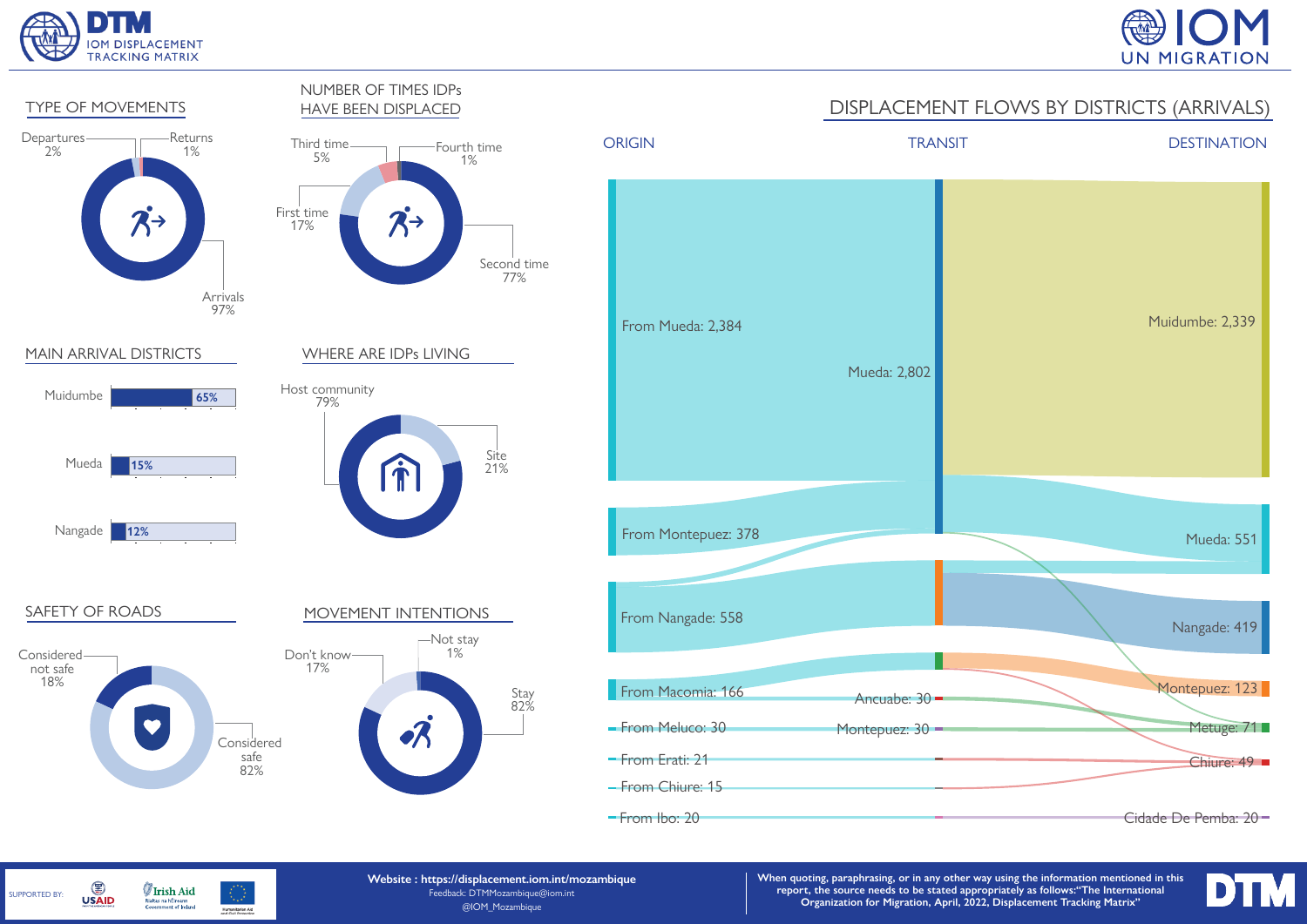DTM IOM DISPLACEMENT TRACKING MATRIX

IOM UN MIGRATION

## TYPE OF MOVEMENTS

Departures 2%

Returns 1%

Arrivals 97%

## NUMBER OF TIMES IDPs HAVE BEEN DISPLACED

Third time 5%

Fourth time 1%

First time 17%

Second time 77%

## MAIN ARRIVAL DISTRICTS

Muidumbe 65%

Mueda 15%

Nangade 12%

## WHERE ARE IDPs LIVING

Host community 79%

Site 21%

## SAFETY OF ROADS

Considered not safe 18%

Considered safe 82%

## MOVEMENT INTENTIONS

Don't know 17%

Not stay 1%

Stay 82%

## DISPLACEMENT FLOWS BY DISTRICTS (ARRIVALS)

ORIGIN

TRANSIT

DESTINATION

From Mueda: 2,384

From Montepuez: 378

From Nangade: 558

From Macomia: 166

From Meluco: 30

From Erati: 21

From Chiure: 15

From Ibo: 20

Mueda: 2,802

Ancuabe: 30

Montepuez: 30

Muidumbe: 2,339

Mueda: 551

Nangade: 419

Montepuez: 123

Metuge: 71

Chiure: 49

Cidade De Pemba: 20

SUPPORTED BY: USAID, Irish Aid, EU Humanitarian Aid

Website : https://displacement.iom.int/mozambique
Feedback: DTMMozambique@iom.int
@IOM_Mozambique

When quoting, paraphrasing, or in any other way using the information mentioned in this report, the source needs to be stated appropriately as follows:"The International Organization for Migration, April, 2022, Displacement Tracking Matrix"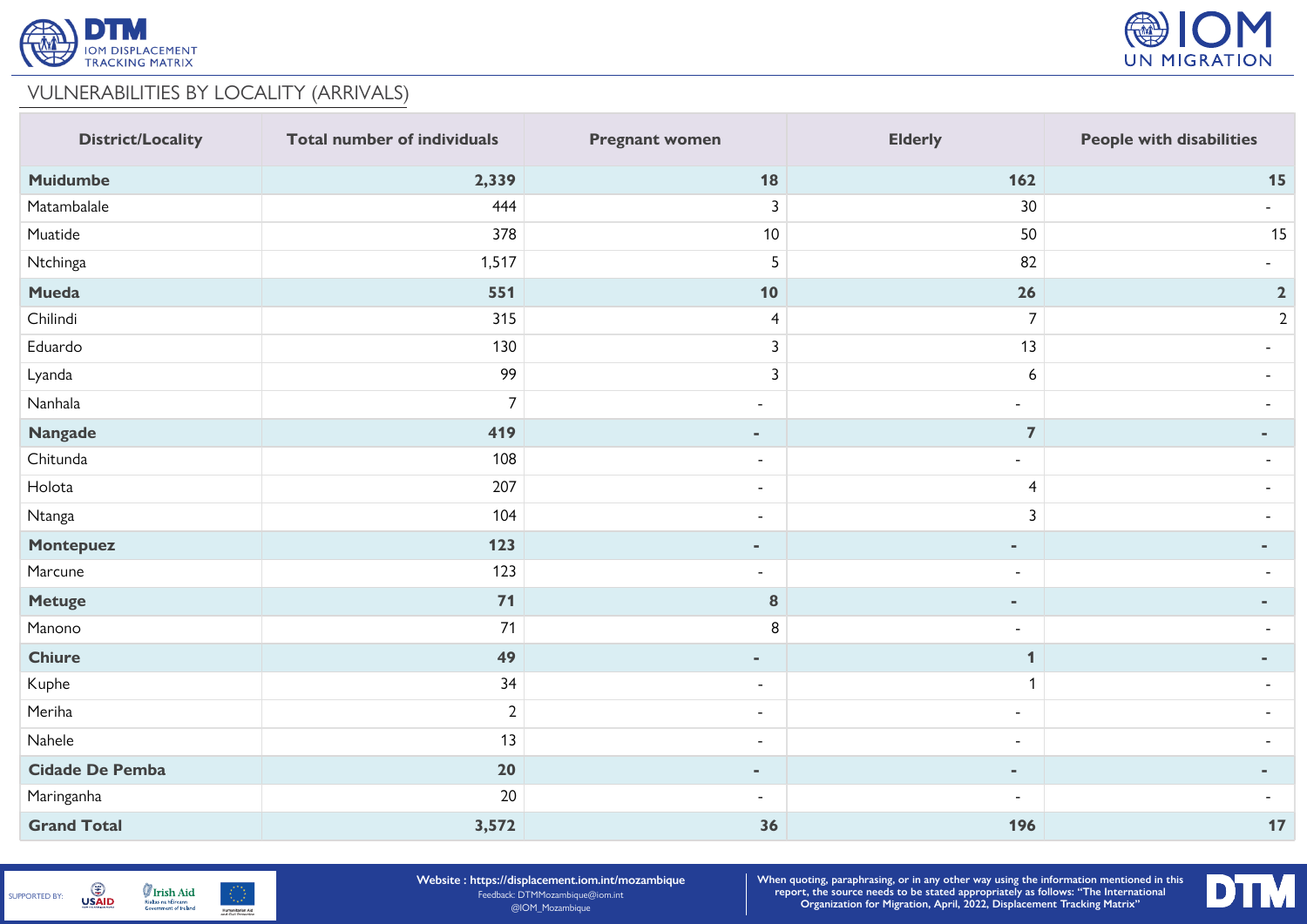## VULNERABILITIES BY LOCALITY (ARRIVALS)

| District/Locality | Total number of individuals | Pregnant women | Elderly | People with disabilities |
|---|---|---|---|---|
| **Muidumbe** | **2,339** | **18** | **162** | **15** |
| Matambalale | 444 | 3 | 30 | - |
| Muatide | 378 | 10 | 50 | 15 |
| Ntchinga | 1,517 | 5 | 82 | - |
| **Mueda** | **551** | **10** | **26** | **2** |
| Chilindi | 315 | 4 | 7 | 2 |
| Eduardo | 130 | 3 | 13 | - |
| Lyanda | 99 | 3 | 6 | - |
| Nanhala | 7 | - | - | - |
| **Nangade** | **419** | **-** | **7** | **-** |
| Chitunda | 108 | - | - | - |
| Holota | 207 | - | 4 | - |
| Ntanga | 104 | - | 3 | - |
| **Montepuez** | **123** | **-** | **-** | **-** |
| Marcune | 123 | - | - | - |
| **Metuge** | **71** | **8** | **-** | **-** |
| Manono | 71 | 8 | - | - |
| **Chiure** | **49** | **-** | **1** | **-** |
| Kuphe | 34 | - | 1 | - |
| Meriha | 2 | - | - | - |
| Nahele | 13 | - | - | - |
| **Cidade De Pemba** | **20** | **-** | **-** | **-** |
| Maringanha | 20 | - | - | - |
| **Grand Total** | **3,572** | **36** | **196** | **17** |

SUPPORTED BY: USAID, Irish Aid, European Union Humanitarian Aid and Civil Protection

Website : https://displacement.iom.int/mozambique
Feedback: DTMMozambique@iom.int
@IOM_Mozambique

When quoting, paraphrasing, or in any other way using the information mentioned in this report, the source needs to be stated appropriately as follows: "The International Organization for Migration, April, 2022, Displacement Tracking Matrix"